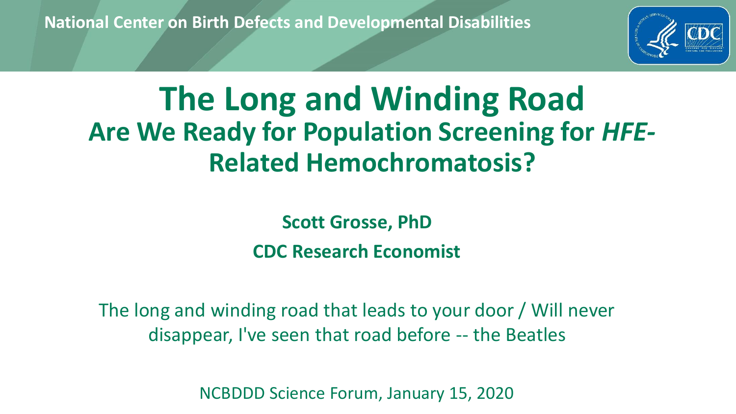National Center on Birth Defects and Developmental Disabilities

# The Long and Winding Road

## Are We Ready for Population Screening for *HFE*-Related Hemochromatosis?

**Scott Grosse, PhD**

**CDC Research Economist**

The long and winding road that leads to your door / Will never disappear, I've seen that road before -- the Beatles

NCBDDD Science Forum, January 15, 2020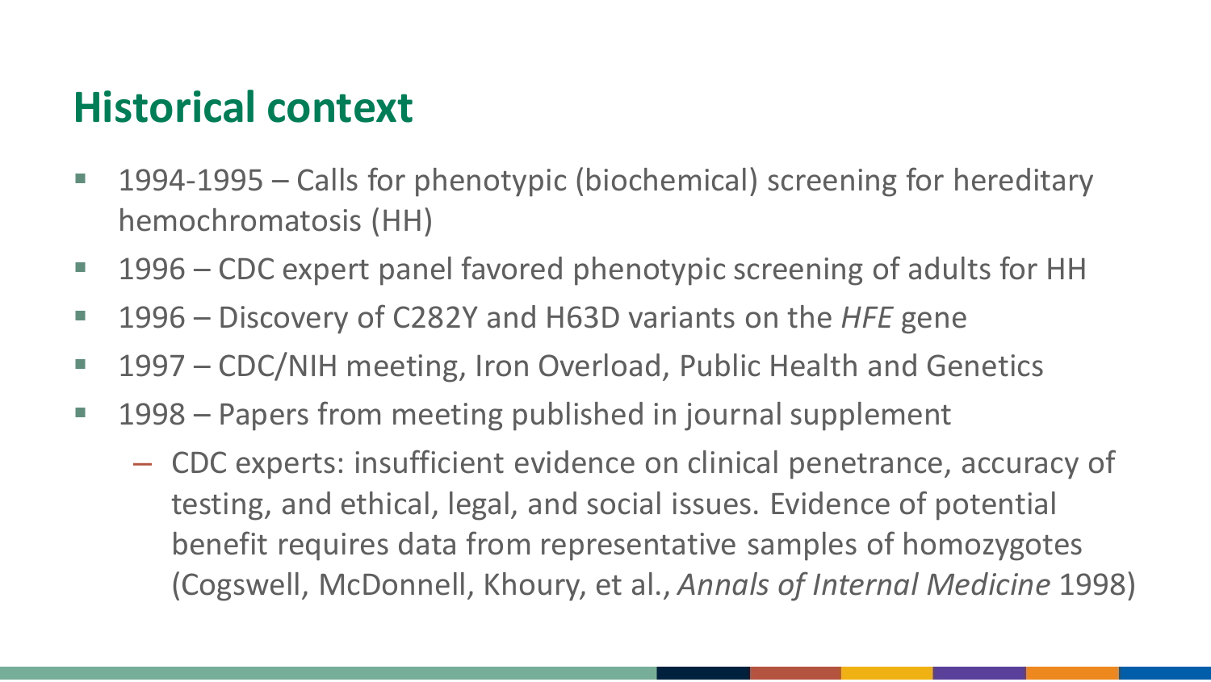# Historical context

- 1994-1995 – Calls for phenotypic (biochemical) screening for hereditary hemochromatosis (HH)
- 1996 – CDC expert panel favored phenotypic screening of adults for HH
- 1996 – Discovery of C282Y and H63D variants on the *HFE* gene
- 1997 – CDC/NIH meeting, Iron Overload, Public Health and Genetics
- 1998 – Papers from meeting published in journal supplement
  - CDC experts: insufficient evidence on clinical penetrance, accuracy of testing, and ethical, legal, and social issues. Evidence of potential benefit requires data from representative samples of homozygotes (Cogswell, McDonnell, Khoury, et al., *Annals of Internal Medicine* 1998)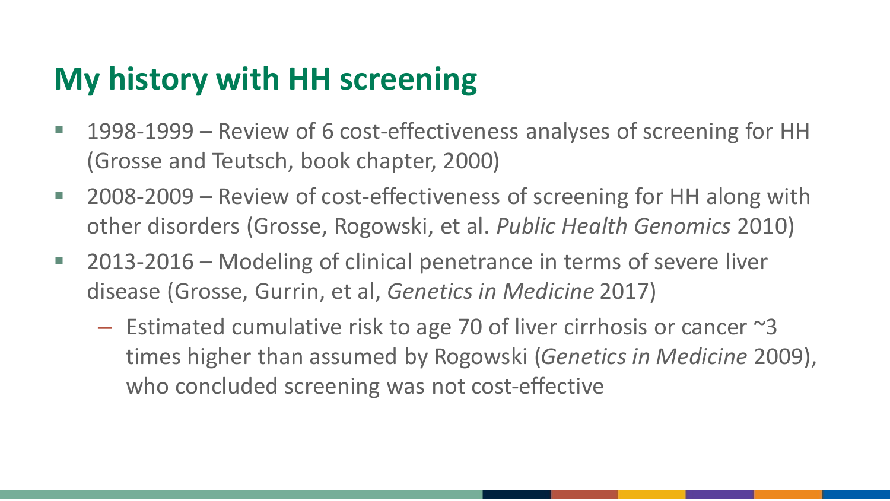# My history with HH screening

- 1998-1999 – Review of 6 cost-effectiveness analyses of screening for HH (Grosse and Teutsch, book chapter, 2000)
- 2008-2009 – Review of cost-effectiveness of screening for HH along with other disorders (Grosse, Rogowski, et al. *Public Health Genomics* 2010)
- 2013-2016 – Modeling of clinical penetrance in terms of severe liver disease (Grosse, Gurrin, et al, *Genetics in Medicine* 2017)
  - Estimated cumulative risk to age 70 of liver cirrhosis or cancer ~3 times higher than assumed by Rogowski (*Genetics in Medicine* 2009), who concluded screening was not cost-effective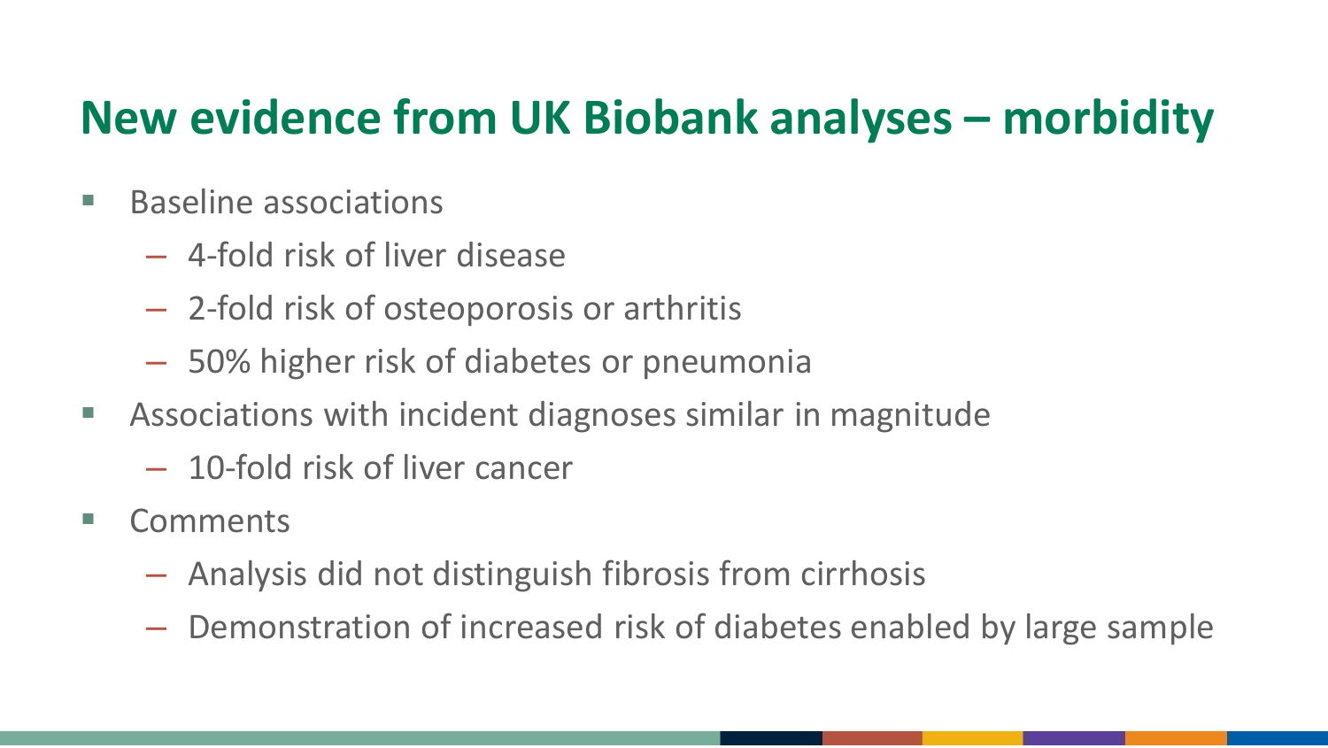# New evidence from UK Biobank analyses – morbidity

- Baseline associations
  - 4-fold risk of liver disease
  - 2-fold risk of osteoporosis or arthritis
  - 50% higher risk of diabetes or pneumonia
- Associations with incident diagnoses similar in magnitude
  - 10-fold risk of liver cancer
- Comments
  - Analysis did not distinguish fibrosis from cirrhosis
  - Demonstration of increased risk of diabetes enabled by large sample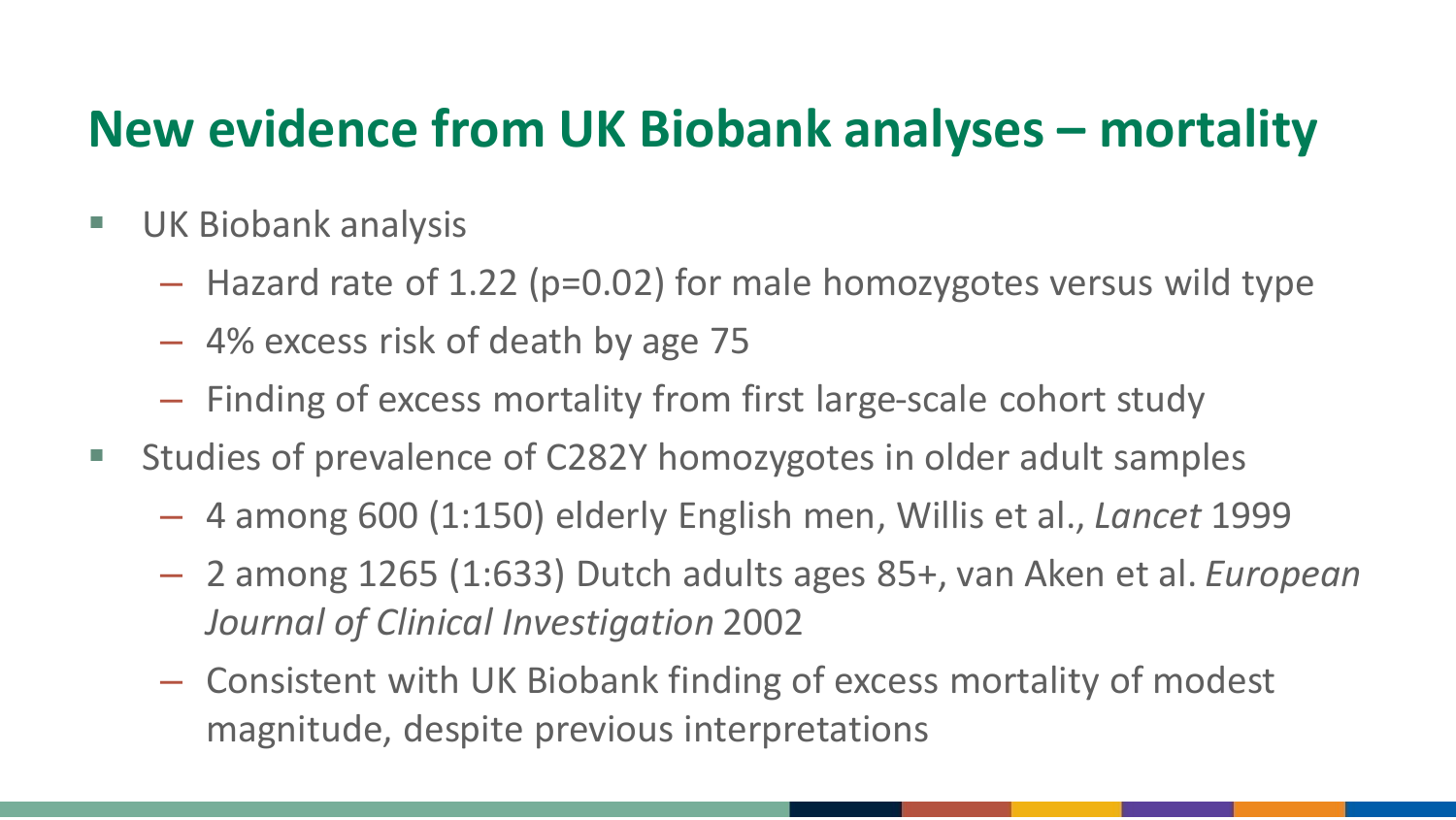# New evidence from UK Biobank analyses – mortality

- UK Biobank analysis
  - Hazard rate of 1.22 ($p=0.02$) for male homozygotes versus wild type
  - 4% excess risk of death by age 75
  - Finding of excess mortality from first large-scale cohort study
- Studies of prevalence of C282Y homozygotes in older adult samples
  - 4 among 600 (1:150) elderly English men, Willis et al., *Lancet* 1999
  - 2 among 1265 (1:633) Dutch adults ages 85+, van Aken et al. *European Journal of Clinical Investigation* 2002
  - Consistent with UK Biobank finding of excess mortality of modest magnitude, despite previous interpretations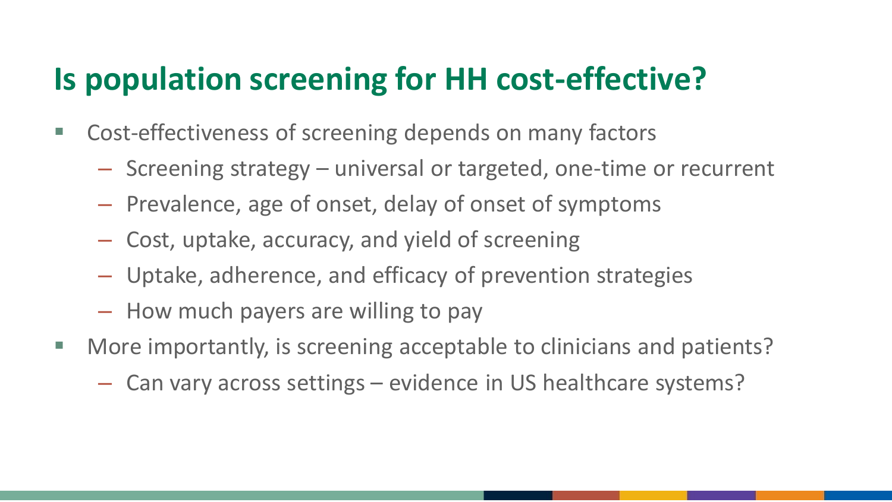# Is population screening for HH cost-effective?

- Cost-effectiveness of screening depends on many factors
  - Screening strategy – universal or targeted, one-time or recurrent
  - Prevalence, age of onset, delay of onset of symptoms
  - Cost, uptake, accuracy, and yield of screening
  - Uptake, adherence, and efficacy of prevention strategies
  - How much payers are willing to pay
- More importantly, is screening acceptable to clinicians and patients?
  - Can vary across settings – evidence in US healthcare systems?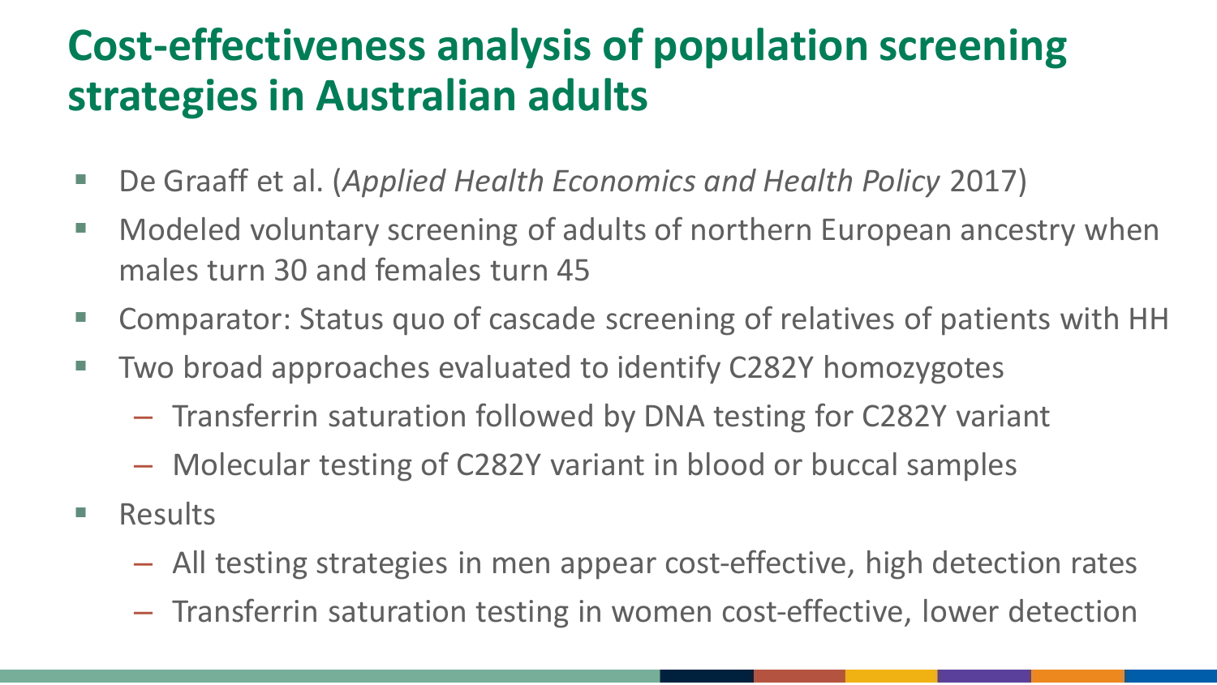# Cost-effectiveness analysis of population screening strategies in Australian adults

- De Graaff et al. (*Applied Health Economics and Health Policy* 2017)
- Modeled voluntary screening of adults of northern European ancestry when males turn 30 and females turn 45
- Comparator: Status quo of cascade screening of relatives of patients with HH
- Two broad approaches evaluated to identify C282Y homozygotes
  - Transferrin saturation followed by DNA testing for C282Y variant
  - Molecular testing of C282Y variant in blood or buccal samples
- Results
  - All testing strategies in men appear cost-effective, high detection rates
  - Transferrin saturation testing in women cost-effective, lower detection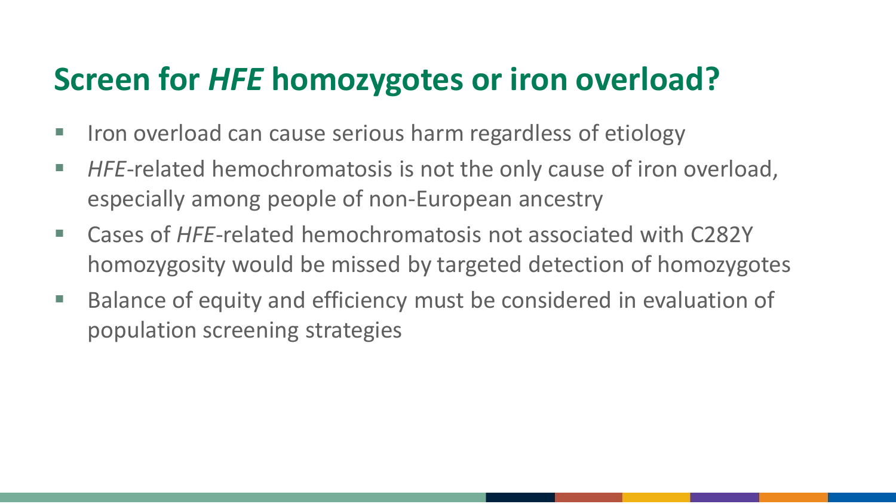# Screen for *HFE* homozygotes or iron overload?

- Iron overload can cause serious harm regardless of etiology
- *HFE*-related hemochromatosis is not the only cause of iron overload, especially among people of non-European ancestry
- Cases of *HFE*-related hemochromatosis not associated with C282Y homozygosity would be missed by targeted detection of homozygotes
- Balance of equity and efficiency must be considered in evaluation of population screening strategies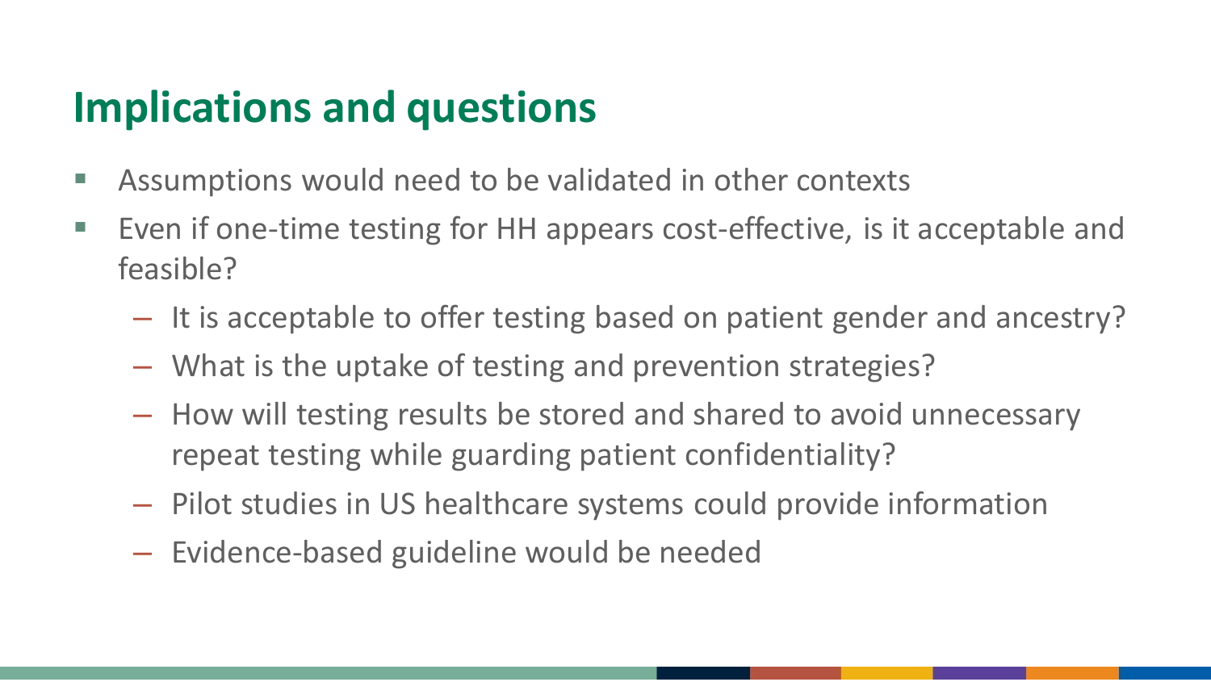## Implications and questions

- Assumptions would need to be validated in other contexts
- Even if one-time testing for HH appears cost-effective, is it acceptable and feasible?
  - It is acceptable to offer testing based on patient gender and ancestry?
  - What is the uptake of testing and prevention strategies?
  - How will testing results be stored and shared to avoid unnecessary repeat testing while guarding patient confidentiality?
  - Pilot studies in US healthcare systems could provide information
  - Evidence-based guideline would be needed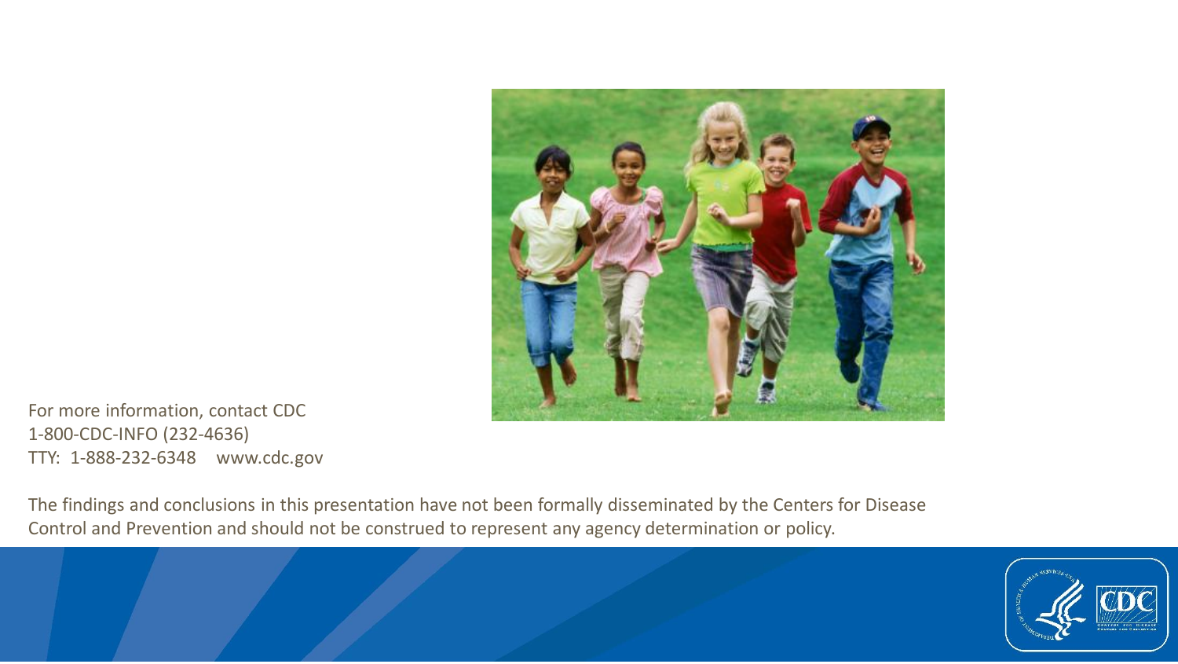For more information, contact CDC
1-800-CDC-INFO (232-4636)
TTY: 1-888-232-6348 www.cdc.gov

The findings and conclusions in this presentation have not been formally disseminated by the Centers for Disease Control and Prevention and should not be construed to represent any agency determination or policy.